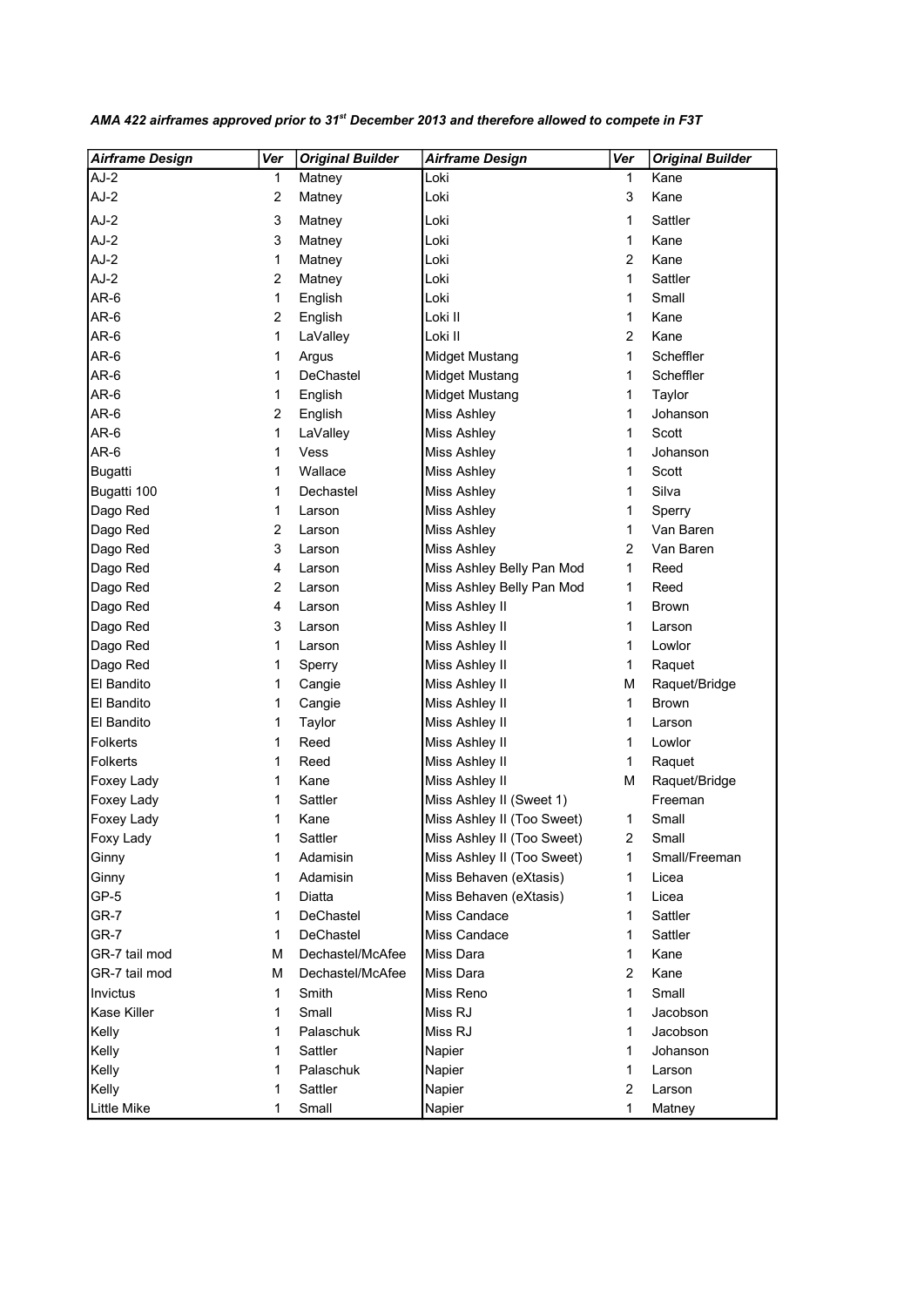*AMA 422 airframes approved prior to 31st December 2013 and therefore allowed to compete in F3T*

| Airframe Design | Ver | Original Builder | Airframe Design | Ver | Original Builder |
|---|---|---|---|---|---|
| AJ-2 | 1 | Matney | Loki | 1 | Kane |
| AJ-2 | 2 | Matney | Loki | 3 | Kane |
| AJ-2 | 3 | Matney | Loki | 1 | Sattler |
| AJ-2 | 3 | Matney | Loki | 1 | Kane |
| AJ-2 | 1 | Matney | Loki | 2 | Kane |
| AJ-2 | 2 | Matney | Loki | 1 | Sattler |
| AR-6 | 1 | English | Loki | 1 | Small |
| AR-6 | 2 | English | Loki II | 1 | Kane |
| AR-6 | 1 | LaValley | Loki II | 2 | Kane |
| AR-6 | 1 | Argus | Midget Mustang | 1 | Scheffler |
| AR-6 | 1 | DeChastel | Midget Mustang | 1 | Scheffler |
| AR-6 | 1 | English | Midget Mustang | 1 | Taylor |
| AR-6 | 2 | English | Miss Ashley | 1 | Johanson |
| AR-6 | 1 | LaValley | Miss Ashley | 1 | Scott |
| AR-6 | 1 | Vess | Miss Ashley | 1 | Johanson |
| Bugatti | 1 | Wallace | Miss Ashley | 1 | Scott |
| Bugatti 100 | 1 | Dechastel | Miss Ashley | 1 | Silva |
| Dago Red | 1 | Larson | Miss Ashley | 1 | Sperry |
| Dago Red | 2 | Larson | Miss Ashley | 1 | Van Baren |
| Dago Red | 3 | Larson | Miss Ashley | 2 | Van Baren |
| Dago Red | 4 | Larson | Miss Ashley Belly Pan Mod | 1 | Reed |
| Dago Red | 2 | Larson | Miss Ashley Belly Pan Mod | 1 | Reed |
| Dago Red | 4 | Larson | Miss Ashley II | 1 | Brown |
| Dago Red | 3 | Larson | Miss Ashley II | 1 | Larson |
| Dago Red | 1 | Larson | Miss Ashley II | 1 | Lowlor |
| Dago Red | 1 | Sperry | Miss Ashley II | 1 | Raquet |
| El Bandito | 1 | Cangie | Miss Ashley II | M | Raquet/Bridge |
| El Bandito | 1 | Cangie | Miss Ashley II | 1 | Brown |
| El Bandito | 1 | Taylor | Miss Ashley II | 1 | Larson |
| Folkerts | 1 | Reed | Miss Ashley II | 1 | Lowlor |
| Folkerts | 1 | Reed | Miss Ashley II | 1 | Raquet |
| Foxey Lady | 1 | Kane | Miss Ashley II | M | Raquet/Bridge |
| Foxey Lady | 1 | Sattler | Miss Ashley II (Sweet 1) | | Freeman |
| Foxey Lady | 1 | Kane | Miss Ashley II (Too Sweet) | 1 | Small |
| Foxy Lady | 1 | Sattler | Miss Ashley II (Too Sweet) | 2 | Small |
| Ginny | 1 | Adamisin | Miss Ashley II (Too Sweet) | 1 | Small/Freeman |
| Ginny | 1 | Adamisin | Miss Behaven (eXtasis) | 1 | Licea |
| GP-5 | 1 | Diatta | Miss Behaven (eXtasis) | 1 | Licea |
| GR-7 | 1 | DeChastel | Miss Candace | 1 | Sattler |
| GR-7 | 1 | DeChastel | Miss Candace | 1 | Sattler |
| GR-7 tail mod | M | Dechastel/McAfee | Miss Dara | 1 | Kane |
| GR-7 tail mod | M | Dechastel/McAfee | Miss Dara | 2 | Kane |
| Invictus | 1 | Smith | Miss Reno | 1 | Small |
| Kase Killer | 1 | Small | Miss RJ | 1 | Jacobson |
| Kelly | 1 | Palaschuk | Miss RJ | 1 | Jacobson |
| Kelly | 1 | Sattler | Napier | 1 | Johanson |
| Kelly | 1 | Palaschuk | Napier | 1 | Larson |
| Kelly | 1 | Sattler | Napier | 2 | Larson |
| Little Mike | 1 | Small | Napier | 1 | Matney |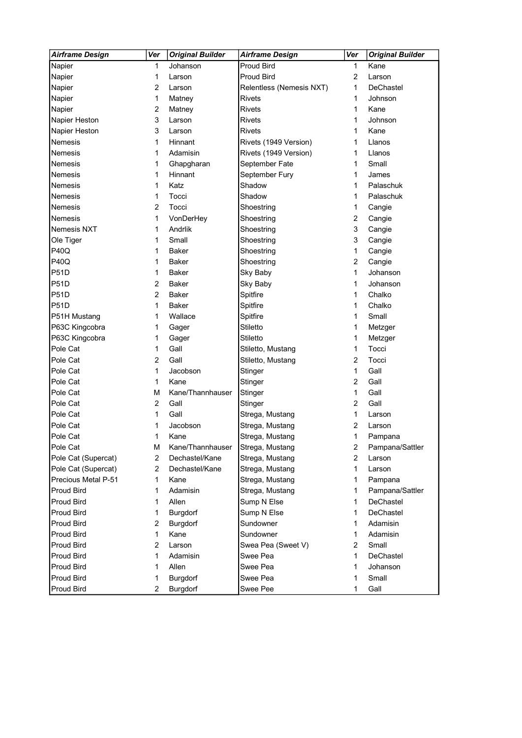| *Airframe Design* | *Ver* | *Original Builder* | *Airframe Design* | *Ver* | *Original Builder* |
|---|---|---|---|---|---|
| Napier | 1 | Johanson | Proud Bird | 1 | Kane |
| Napier | 1 | Larson | Proud Bird | 2 | Larson |
| Napier | 2 | Larson | Relentless (Nemesis NXT) | 1 | DeChastel |
| Napier | 1 | Matney | Rivets | 1 | Johnson |
| Napier | 2 | Matney | Rivets | 1 | Kane |
| Napier Heston | 3 | Larson | Rivets | 1 | Johnson |
| Napier Heston | 3 | Larson | Rivets | 1 | Kane |
| Nemesis | 1 | Hinnant | Rivets (1949 Version) | 1 | Llanos |
| Nemesis | 1 | Adamisin | Rivets (1949 Version) | 1 | Llanos |
| Nemesis | 1 | Ghapgharan | September Fate | 1 | Small |
| Nemesis | 1 | Hinnant | September Fury | 1 | James |
| Nemesis | 1 | Katz | Shadow | 1 | Palaschuk |
| Nemesis | 1 | Tocci | Shadow | 1 | Palaschuk |
| Nemesis | 2 | Tocci | Shoestring | 1 | Cangie |
| Nemesis | 1 | VonDerHey | Shoestring | 2 | Cangie |
| Nemesis NXT | 1 | Andrlik | Shoestring | 3 | Cangie |
| Ole Tiger | 1 | Small | Shoestring | 3 | Cangie |
| P40Q | 1 | Baker | Shoestring | 1 | Cangie |
| P40Q | 1 | Baker | Shoestring | 2 | Cangie |
| P51D | 1 | Baker | Sky Baby | 1 | Johanson |
| P51D | 2 | Baker | Sky Baby | 1 | Johanson |
| P51D | 2 | Baker | Spitfire | 1 | Chalko |
| P51D | 1 | Baker | Spitfire | 1 | Chalko |
| P51H Mustang | 1 | Wallace | Spitfire | 1 | Small |
| P63C Kingcobra | 1 | Gager | Stiletto | 1 | Metzger |
| P63C Kingcobra | 1 | Gager | Stiletto | 1 | Metzger |
| Pole Cat | 1 | Gall | Stiletto, Mustang | 1 | Tocci |
| Pole Cat | 2 | Gall | Stiletto, Mustang | 2 | Tocci |
| Pole Cat | 1 | Jacobson | Stinger | 1 | Gall |
| Pole Cat | 1 | Kane | Stinger | 2 | Gall |
| Pole Cat | M | Kane/Thannhauser | Stinger | 1 | Gall |
| Pole Cat | 2 | Gall | Stinger | 2 | Gall |
| Pole Cat | 1 | Gall | Strega, Mustang | 1 | Larson |
| Pole Cat | 1 | Jacobson | Strega, Mustang | 2 | Larson |
| Pole Cat | 1 | Kane | Strega, Mustang | 1 | Pampana |
| Pole Cat | M | Kane/Thannhauser | Strega, Mustang | 2 | Pampana/Sattler |
| Pole Cat (Supercat) | 2 | Dechastel/Kane | Strega, Mustang | 2 | Larson |
| Pole Cat (Supercat) | 2 | Dechastel/Kane | Strega, Mustang | 1 | Larson |
| Precious Metal P-51 | 1 | Kane | Strega, Mustang | 1 | Pampana |
| Proud Bird | 1 | Adamisin | Strega, Mustang | 1 | Pampana/Sattler |
| Proud Bird | 1 | Allen | Sump N Else | 1 | DeChastel |
| Proud Bird | 1 | Burgdorf | Sump N Else | 1 | DeChastel |
| Proud Bird | 2 | Burgdorf | Sundowner | 1 | Adamisin |
| Proud Bird | 1 | Kane | Sundowner | 1 | Adamisin |
| Proud Bird | 2 | Larson | Swea Pea (Sweet V) | 2 | Small |
| Proud Bird | 1 | Adamisin | Swee Pea | 1 | DeChastel |
| Proud Bird | 1 | Allen | Swee Pea | 1 | Johanson |
| Proud Bird | 1 | Burgdorf | Swee Pea | 1 | Small |
| Proud Bird | 2 | Burgdorf | Swee Pee | 1 | Gall |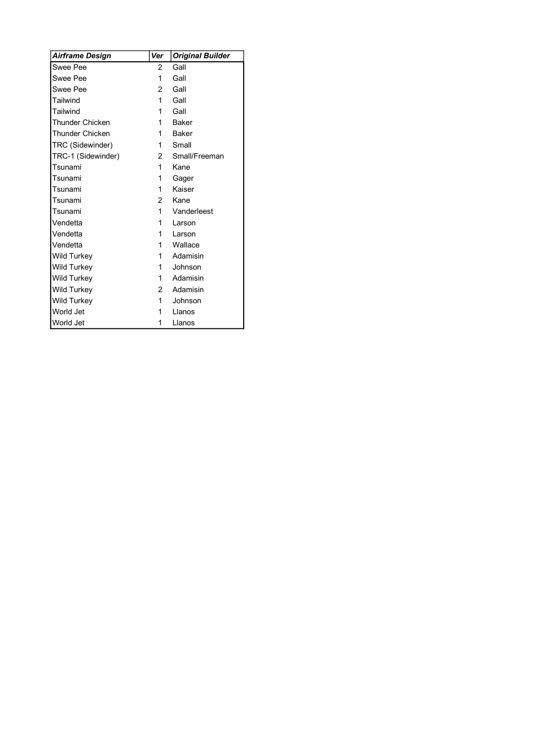| *Airframe Design* | *Ver* | *Original Builder* |
|---|---|---|
| Swee Pee | 2 | Gall |
| Swee Pee | 1 | Gall |
| Swee Pee | 2 | Gall |
| Tailwind | 1 | Gall |
| Tailwind | 1 | Gall |
| Thunder Chicken | 1 | Baker |
| Thunder Chicken | 1 | Baker |
| TRC (Sidewinder) | 1 | Small |
| TRC-1 (Sidewinder) | 2 | Small/Freeman |
| Tsunami | 1 | Kane |
| Tsunami | 1 | Gager |
| Tsunami | 1 | Kaiser |
| Tsunami | 2 | Kane |
| Tsunami | 1 | Vanderleest |
| Vendetta | 1 | Larson |
| Vendetta | 1 | Larson |
| Vendetta | 1 | Wallace |
| Wild Turkey | 1 | Adamisin |
| Wild Turkey | 1 | Johnson |
| Wild Turkey | 1 | Adamisin |
| Wild Turkey | 2 | Adamisin |
| Wild Turkey | 1 | Johnson |
| World Jet | 1 | Llanos |
| World Jet | 1 | Llanos |